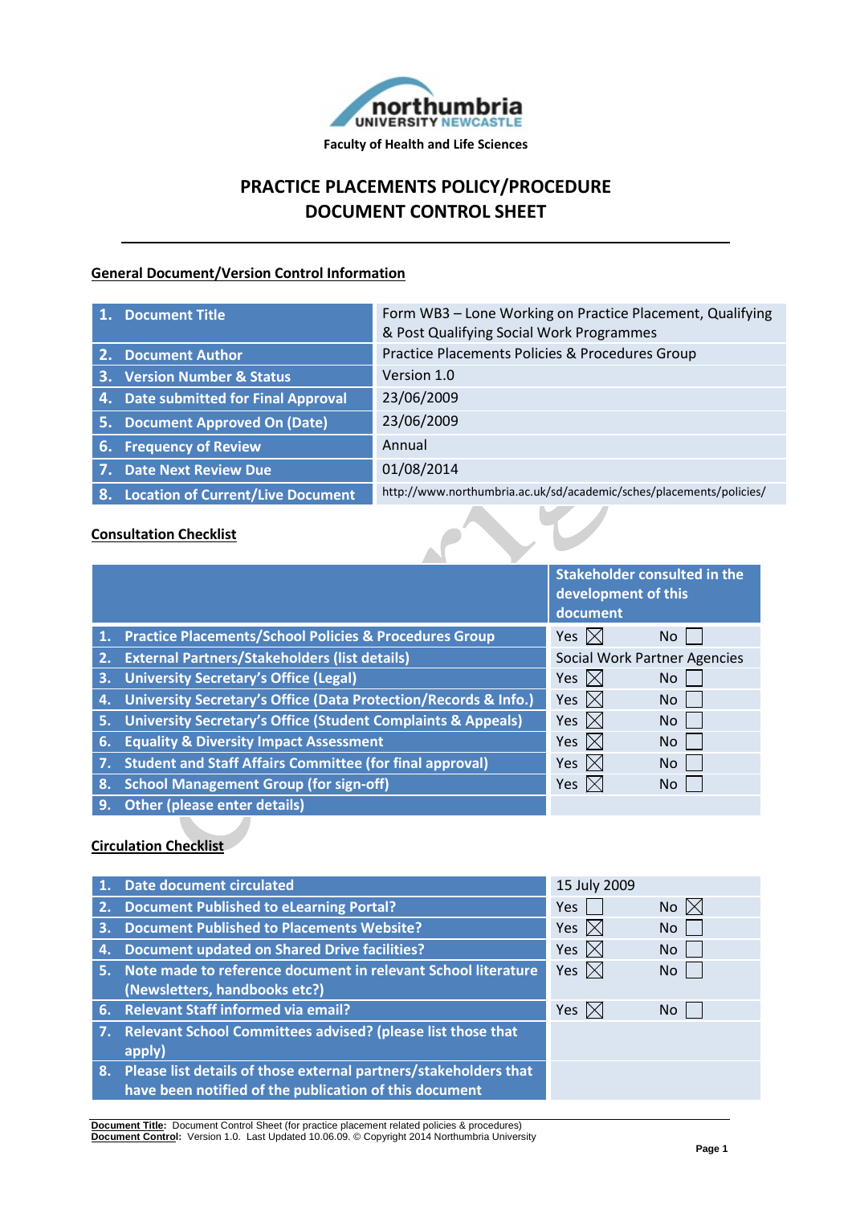Faculty of Health and Life Sciences

# PRACTICE PLACEMENTS POLICY/PROCEDURE DOCUMENT CONTROL SHEET

## General Document/Version Control Information

| | |
|---|---|
| 1. Document Title | Form WB3 – Lone Working on Practice Placement, Qualifying & Post Qualifying Social Work Programmes |
| 2. Document Author | Practice Placements Policies & Procedures Group |
| 3. Version Number & Status | Version 1.0 |
| 4. Date submitted for Final Approval | 23/06/2009 |
| 5. Document Approved On (Date) | 23/06/2009 |
| 6. Frequency of Review | Annual |
| 7. Date Next Review Due | 01/08/2014 |
| 8. Location of Current/Live Document | http://www.northumbria.ac.uk/sd/academic/sches/placements/policies/ |

## Consultation Checklist

| | Stakeholder consulted in the development of this document |
|---|---|
| 1. Practice Placements/School Policies & Procedures Group | Yes ☒ No ☐ |
| 2. External Partners/Stakeholders (list details) | Social Work Partner Agencies |
| 3. University Secretary's Office (Legal) | Yes ☒ No ☐ |
| 4. University Secretary's Office (Data Protection/Records & Info.) | Yes ☒ No ☐ |
| 5. University Secretary's Office (Student Complaints & Appeals) | Yes ☒ No ☐ |
| 6. Equality & Diversity Impact Assessment | Yes ☒ No ☐ |
| 7. Student and Staff Affairs Committee (for final approval) | Yes ☒ No ☐ |
| 8. School Management Group (for sign-off) | Yes ☒ No ☐ |
| 9. Other (please enter details) | |

## Circulation Checklist

| | |
|---|---|
| 1. Date document circulated | 15 July 2009 |
| 2. Document Published to eLearning Portal? | Yes ☐ No ☒ |
| 3. Document Published to Placements Website? | Yes ☒ No ☐ |
| 4. Document updated on Shared Drive facilities? | Yes ☒ No ☐ |
| 5. Note made to reference document in relevant School literature (Newsletters, handbooks etc?) | Yes ☒ No ☐ |
| 6. Relevant Staff informed via email? | Yes ☒ No ☐ |
| 7. Relevant School Committees advised? (please list those that apply) | |
| 8. Please list details of those external partners/stakeholders that have been notified of the publication of this document | |

**Document Title:** Document Control Sheet (for practice placement related policies & procedures)
**Document Control:** Version 1.0. Last Updated 10.06.09. © Copyright 2014 Northumbria University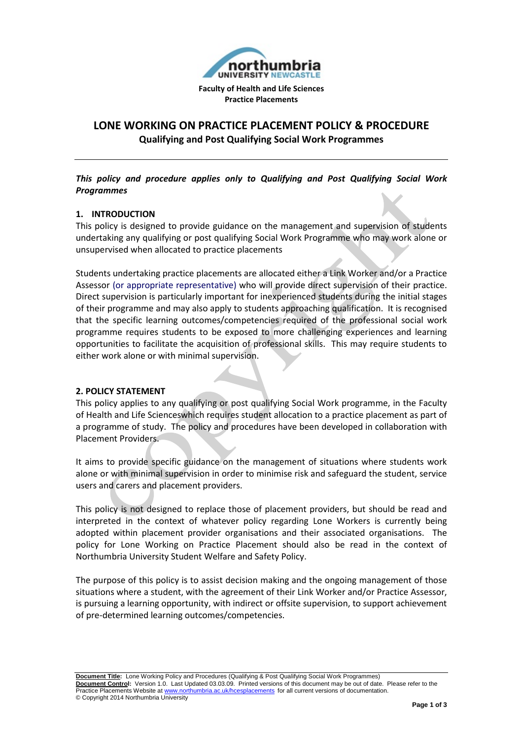Faculty of Health and Life Sciences
Practice Placements

# LONE WORKING ON PRACTICE PLACEMENT POLICY & PROCEDURE

**Qualifying and Post Qualifying Social Work Programmes**

***This policy and procedure applies only to Qualifying and Post Qualifying Social Work Programmes***

## 1. INTRODUCTION

This policy is designed to provide guidance on the management and supervision of students undertaking any qualifying or post qualifying Social Work Programme who may work alone or unsupervised when allocated to practice placements

Students undertaking practice placements are allocated either a Link Worker and/or a Practice Assessor (or appropriate representative) who will provide direct supervision of their practice. Direct supervision is particularly important for inexperienced students during the initial stages of their programme and may also apply to students approaching qualification. It is recognised that the specific learning outcomes/competencies required of the professional social work programme requires students to be exposed to more challenging experiences and learning opportunities to facilitate the acquisition of professional skills. This may require students to either work alone or with minimal supervision.

## 2. POLICY STATEMENT

This policy applies to any qualifying or post qualifying Social Work programme, in the Faculty of Health and Life Scienceswhich requires student allocation to a practice placement as part of a programme of study. The policy and procedures have been developed in collaboration with Placement Providers.

It aims to provide specific guidance on the management of situations where students work alone or with minimal supervision in order to minimise risk and safeguard the student, service users and carers and placement providers.

This policy is not designed to replace those of placement providers, but should be read and interpreted in the context of whatever policy regarding Lone Workers is currently being adopted within placement provider organisations and their associated organisations. The policy for Lone Working on Practice Placement should also be read in the context of Northumbria University Student Welfare and Safety Policy.

The purpose of this policy is to assist decision making and the ongoing management of those situations where a student, with the agreement of their Link Worker and/or Practice Assessor, is pursuing a learning opportunity, with indirect or offsite supervision, to support achievement of pre-determined learning outcomes/competencies.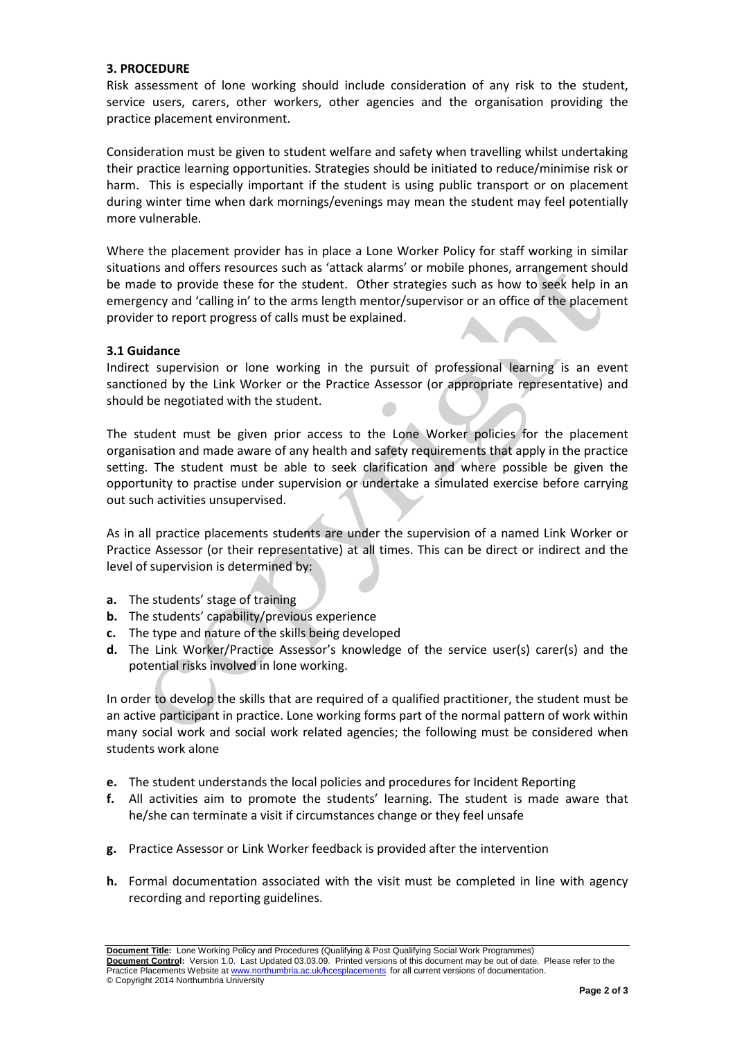### 3. PROCEDURE

Risk assessment of lone working should include consideration of any risk to the student, service users, carers, other workers, other agencies and the organisation providing the practice placement environment.

Consideration must be given to student welfare and safety when travelling whilst undertaking their practice learning opportunities. Strategies should be initiated to reduce/minimise risk or harm. This is especially important if the student is using public transport or on placement during winter time when dark mornings/evenings may mean the student may feel potentially more vulnerable.

Where the placement provider has in place a Lone Worker Policy for staff working in similar situations and offers resources such as 'attack alarms' or mobile phones, arrangement should be made to provide these for the student. Other strategies such as how to seek help in an emergency and 'calling in' to the arms length mentor/supervisor or an office of the placement provider to report progress of calls must be explained.

#### 3.1 Guidance

Indirect supervision or lone working in the pursuit of professional learning is an event sanctioned by the Link Worker or the Practice Assessor (or appropriate representative) and should be negotiated with the student.

The student must be given prior access to the Lone Worker policies for the placement organisation and made aware of any health and safety requirements that apply in the practice setting. The student must be able to seek clarification and where possible be given the opportunity to practise under supervision or undertake a simulated exercise before carrying out such activities unsupervised.

As in all practice placements students are under the supervision of a named Link Worker or Practice Assessor (or their representative) at all times. This can be direct or indirect and the level of supervision is determined by:

- **a.** The students' stage of training
- **b.** The students' capability/previous experience
- **c.** The type and nature of the skills being developed
- **d.** The Link Worker/Practice Assessor's knowledge of the service user(s) carer(s) and the potential risks involved in lone working.

In order to develop the skills that are required of a qualified practitioner, the student must be an active participant in practice. Lone working forms part of the normal pattern of work within many social work and social work related agencies; the following must be considered when students work alone

- **e.** The student understands the local policies and procedures for Incident Reporting
- **f.** All activities aim to promote the students' learning. The student is made aware that he/she can terminate a visit if circumstances change or they feel unsafe
- **g.** Practice Assessor or Link Worker feedback is provided after the intervention
- **h.** Formal documentation associated with the visit must be completed in line with agency recording and reporting guidelines.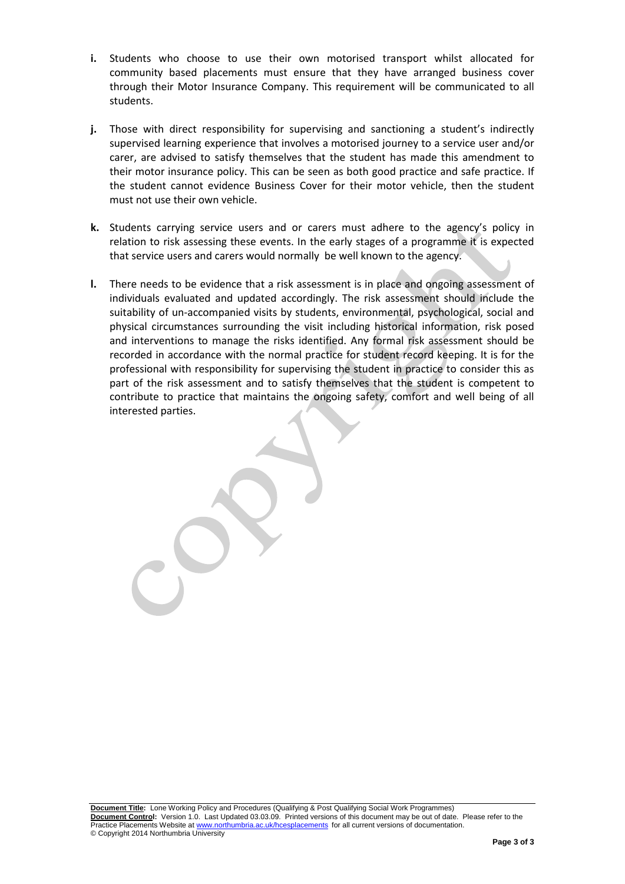i. Students who choose to use their own motorised transport whilst allocated for community based placements must ensure that they have arranged business cover through their Motor Insurance Company. This requirement will be communicated to all students.

j. Those with direct responsibility for supervising and sanctioning a student's indirectly supervised learning experience that involves a motorised journey to a service user and/or carer, are advised to satisfy themselves that the student has made this amendment to their motor insurance policy. This can be seen as both good practice and safe practice. If the student cannot evidence Business Cover for their motor vehicle, then the student must not use their own vehicle.

k. Students carrying service users and or carers must adhere to the agency's policy in relation to risk assessing these events. In the early stages of a programme it is expected that service users and carers would normally be well known to the agency.

l. There needs to be evidence that a risk assessment is in place and ongoing assessment of individuals evaluated and updated accordingly. The risk assessment should include the suitability of un-accompanied visits by students, environmental, psychological, social and physical circumstances surrounding the visit including historical information, risk posed and interventions to manage the risks identified. Any formal risk assessment should be recorded in accordance with the normal practice for student record keeping. It is for the professional with responsibility for supervising the student in practice to consider this as part of the risk assessment and to satisfy themselves that the student is competent to contribute to practice that maintains the ongoing safety, comfort and well being of all interested parties.